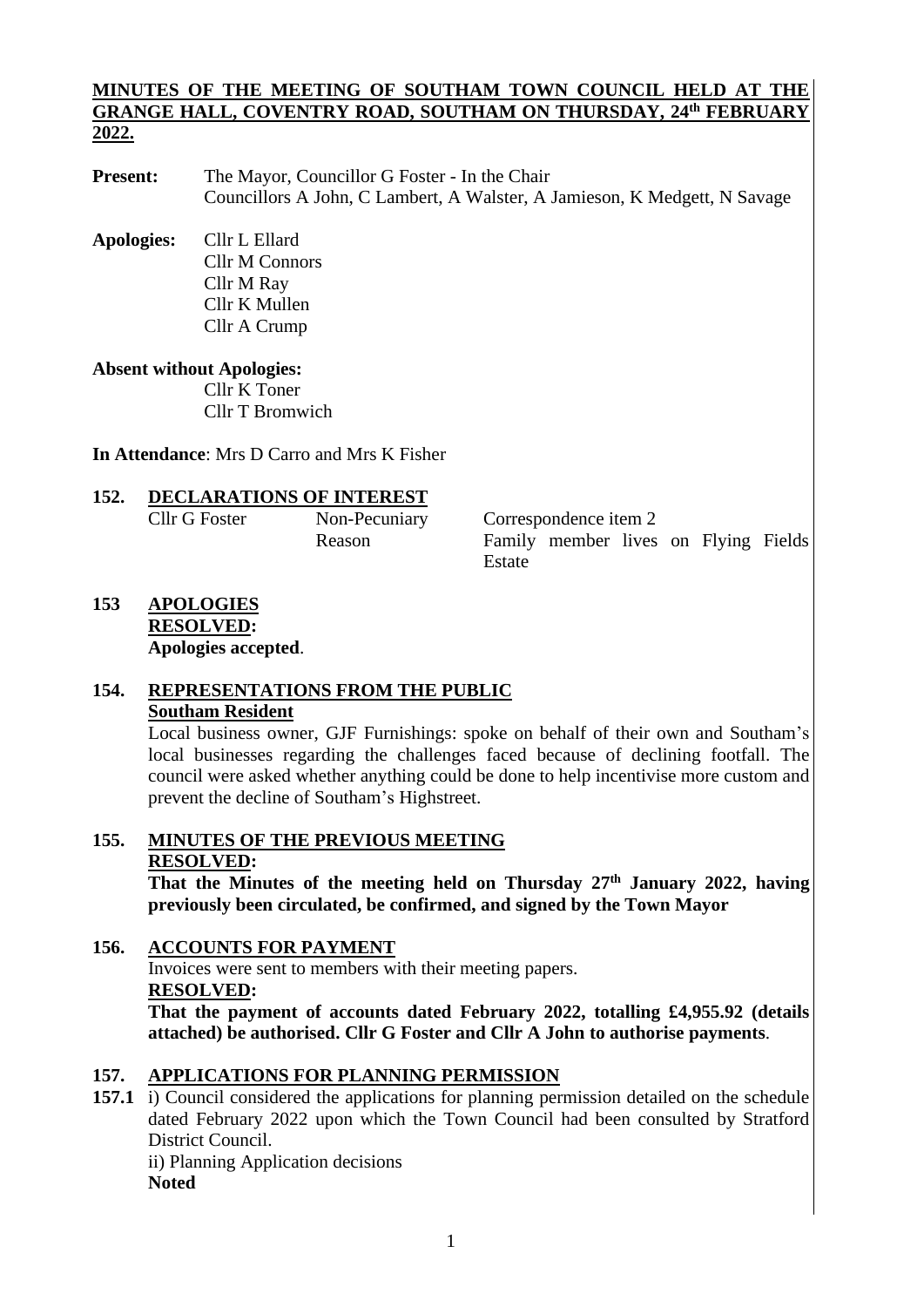**MINUTES OF THE MEETING OF SOUTHAM TOWN COUNCIL HELD AT THE GRANGE HALL, COVENTRY ROAD, SOUTHAM ON THURSDAY, 24th FEBRUARY 2022.**

**Present:** The Mayor, Councillor G Foster - In the Chair
Councillors A John, C Lambert, A Walster, A Jamieson, K Medgett, N Savage

**Apologies:** Cllr L Ellard
Cllr M Connors
Cllr M Ray
Cllr K Mullen
Cllr A Crump

**Absent without Apologies:**
Cllr K Toner
Cllr T Bromwich

**In Attendance**: Mrs D Carro and Mrs K Fisher

## 152. DECLARATIONS OF INTEREST

| | | |
|---|---|---|
| Cllr G Foster | Non-Pecuniary | Correspondence item 2 |
| | Reason | Family member lives on Flying Fields Estate |

## 153 APOLOGIES

**RESOLVED:**
**Apologies accepted**.

## 154. REPRESENTATIONS FROM THE PUBLIC

**Southam Resident**

Local business owner, GJF Furnishings: spoke on behalf of their own and Southam's local businesses regarding the challenges faced because of declining footfall. The council were asked whether anything could be done to help incentivise more custom and prevent the decline of Southam's Highstreet.

## 155. MINUTES OF THE PREVIOUS MEETING

**RESOLVED:**
**That the Minutes of the meeting held on Thursday 27th January 2022, having previously been circulated, be confirmed, and signed by the Town Mayor**

## 156. ACCOUNTS FOR PAYMENT

Invoices were sent to members with their meeting papers.

**RESOLVED:**
**That the payment of accounts dated February 2022, totalling £4,955.92 (details attached) be authorised. Cllr G Foster and Cllr A John to authorise payments**.

## 157. APPLICATIONS FOR PLANNING PERMISSION

**157.1** i) Council considered the applications for planning permission detailed on the schedule dated February 2022 upon which the Town Council had been consulted by Stratford District Council.

ii) Planning Application decisions
**Noted**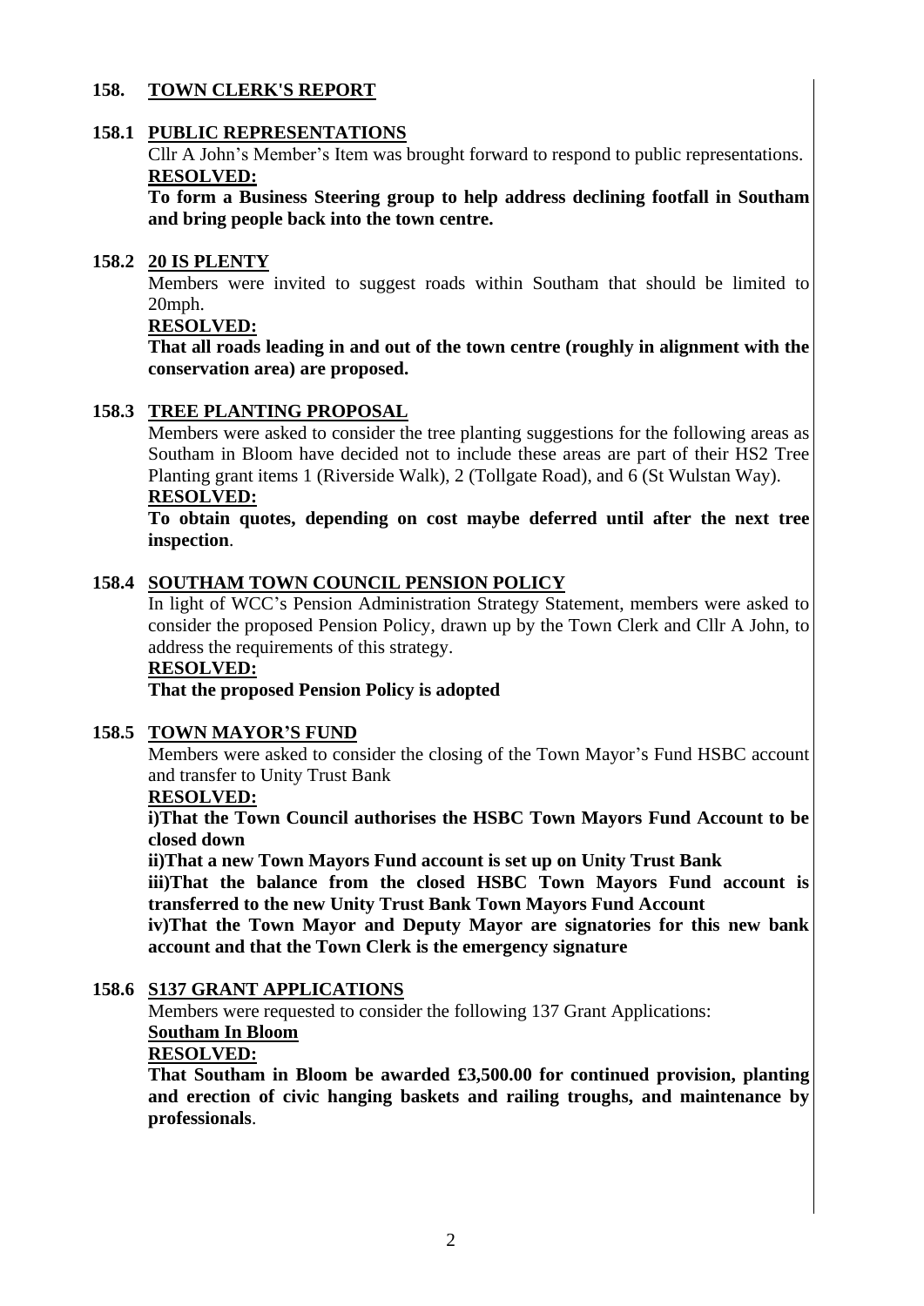## 158. TOWN CLERK'S REPORT

### 158.1 PUBLIC REPRESENTATIONS

Cllr A John's Member's Item was brought forward to respond to public representations.

**RESOLVED:**

**To form a Business Steering group to help address declining footfall in Southam and bring people back into the town centre.**

### 158.2 20 IS PLENTY

Members were invited to suggest roads within Southam that should be limited to 20mph.

**RESOLVED:**

**That all roads leading in and out of the town centre (roughly in alignment with the conservation area) are proposed.**

### 158.3 TREE PLANTING PROPOSAL

Members were asked to consider the tree planting suggestions for the following areas as Southam in Bloom have decided not to include these areas are part of their HS2 Tree Planting grant items 1 (Riverside Walk), 2 (Tollgate Road), and 6 (St Wulstan Way).

**RESOLVED:**

**To obtain quotes, depending on cost maybe deferred until after the next tree inspection**.

### 158.4 SOUTHAM TOWN COUNCIL PENSION POLICY

In light of WCC's Pension Administration Strategy Statement, members were asked to consider the proposed Pension Policy, drawn up by the Town Clerk and Cllr A John, to address the requirements of this strategy.

**RESOLVED:**

**That the proposed Pension Policy is adopted**

### 158.5 TOWN MAYOR'S FUND

Members were asked to consider the closing of the Town Mayor's Fund HSBC account and transfer to Unity Trust Bank

**RESOLVED:**

**i)That the Town Council authorises the HSBC Town Mayors Fund Account to be closed down**

**ii)That a new Town Mayors Fund account is set up on Unity Trust Bank**

**iii)That the balance from the closed HSBC Town Mayors Fund account is transferred to the new Unity Trust Bank Town Mayors Fund Account**

**iv)That the Town Mayor and Deputy Mayor are signatories for this new bank account and that the Town Clerk is the emergency signature**

### 158.6 S137 GRANT APPLICATIONS

Members were requested to consider the following 137 Grant Applications:

**Southam In Bloom**

**RESOLVED:**

**That Southam in Bloom be awarded £3,500.00 for continued provision, planting and erection of civic hanging baskets and railing troughs, and maintenance by professionals**.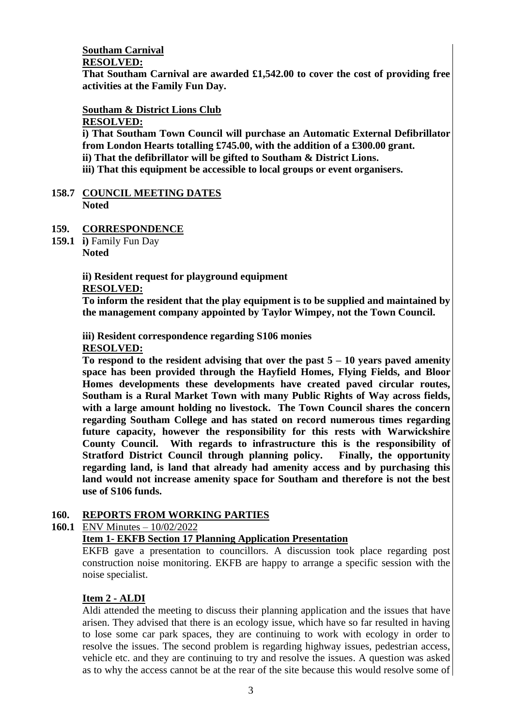**Southam Carnival**
**RESOLVED:**
**That Southam Carnival are awarded £1,542.00 to cover the cost of providing free activities at the Family Fun Day.**

**Southam & District Lions Club**
**RESOLVED:**
**i) That Southam Town Council will purchase an Automatic External Defibrillator from London Hearts totalling £745.00, with the addition of a £300.00 grant.**
**ii) That the defibrillator will be gifted to Southam & District Lions.**
**iii) That this equipment be accessible to local groups or event organisers.**

**158.7 COUNCIL MEETING DATES**
**Noted**

**159. CORRESPONDENCE**

**159.1 i)** Family Fun Day
**Noted**

**ii) Resident request for playground equipment**
**RESOLVED:**
**To inform the resident that the play equipment is to be supplied and maintained by the management company appointed by Taylor Wimpey, not the Town Council.**

**iii) Resident correspondence regarding S106 monies**
**RESOLVED:**
**To respond to the resident advising that over the past 5 – 10 years paved amenity space has been provided through the Hayfield Homes, Flying Fields, and Bloor Homes developments these developments have created paved circular routes, Southam is a Rural Market Town with many Public Rights of Way across fields, with a large amount holding no livestock. The Town Council shares the concern regarding Southam College and has stated on record numerous times regarding future capacity, however the responsibility for this rests with Warwickshire County Council. With regards to infrastructure this is the responsibility of Stratford District Council through planning policy. Finally, the opportunity regarding land, is land that already had amenity access and by purchasing this land would not increase amenity space for Southam and therefore is not the best use of S106 funds.**

**160. REPORTS FROM WORKING PARTIES**

**160.1** ENV Minutes – 10/02/2022

**Item 1- EKFB Section 17 Planning Application Presentation**

EKFB gave a presentation to councillors. A discussion took place regarding post construction noise monitoring. EKFB are happy to arrange a specific session with the noise specialist.

**Item 2 - ALDI**

Aldi attended the meeting to discuss their planning application and the issues that have arisen. They advised that there is an ecology issue, which have so far resulted in having to lose some car park spaces, they are continuing to work with ecology in order to resolve the issues. The second problem is regarding highway issues, pedestrian access, vehicle etc. and they are continuing to try and resolve the issues. A question was asked as to why the access cannot be at the rear of the site because this would resolve some of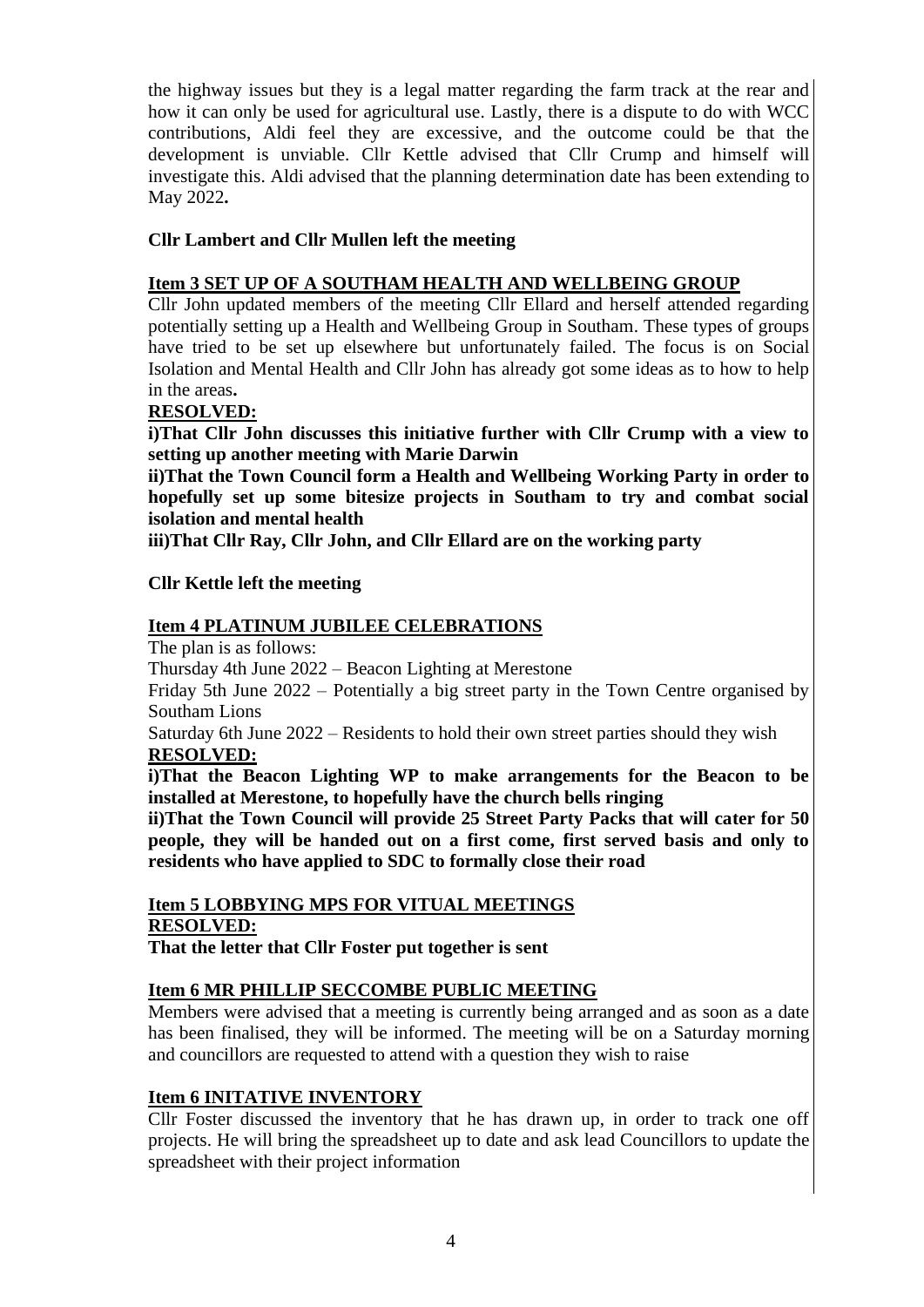the highway issues but they is a legal matter regarding the farm track at the rear and how it can only be used for agricultural use. Lastly, there is a dispute to do with WCC contributions, Aldi feel they are excessive, and the outcome could be that the development is unviable. Cllr Kettle advised that Cllr Crump and himself will investigate this. Aldi advised that the planning determination date has been extending to May 2022**.**

**Cllr Lambert and Cllr Mullen left the meeting**

**Item 3 SET UP OF A SOUTHAM HEALTH AND WELLBEING GROUP**

Cllr John updated members of the meeting Cllr Ellard and herself attended regarding potentially setting up a Health and Wellbeing Group in Southam. These types of groups have tried to be set up elsewhere but unfortunately failed. The focus is on Social Isolation and Mental Health and Cllr John has already got some ideas as to how to help in the areas**.**

**RESOLVED:**

**i)That Cllr John discusses this initiative further with Cllr Crump with a view to setting up another meeting with Marie Darwin**

**ii)That the Town Council form a Health and Wellbeing Working Party in order to hopefully set up some bitesize projects in Southam to try and combat social isolation and mental health**

**iii)That Cllr Ray, Cllr John, and Cllr Ellard are on the working party**

**Cllr Kettle left the meeting**

**Item 4 PLATINUM JUBILEE CELEBRATIONS**

The plan is as follows:

Thursday 4th June 2022 – Beacon Lighting at Merestone

Friday 5th June 2022 – Potentially a big street party in the Town Centre organised by Southam Lions

Saturday 6th June 2022 – Residents to hold their own street parties should they wish

**RESOLVED:**

**i)That the Beacon Lighting WP to make arrangements for the Beacon to be installed at Merestone, to hopefully have the church bells ringing**

**ii)That the Town Council will provide 25 Street Party Packs that will cater for 50 people, they will be handed out on a first come, first served basis and only to residents who have applied to SDC to formally close their road**

**Item 5 LOBBYING MPS FOR VITUAL MEETINGS**

**RESOLVED:**

**That the letter that Cllr Foster put together is sent**

**Item 6 MR PHILLIP SECCOMBE PUBLIC MEETING**

Members were advised that a meeting is currently being arranged and as soon as a date has been finalised, they will be informed. The meeting will be on a Saturday morning and councillors are requested to attend with a question they wish to raise

**Item 6 INITATIVE INVENTORY**

Cllr Foster discussed the inventory that he has drawn up, in order to track one off projects. He will bring the spreadsheet up to date and ask lead Councillors to update the spreadsheet with their project information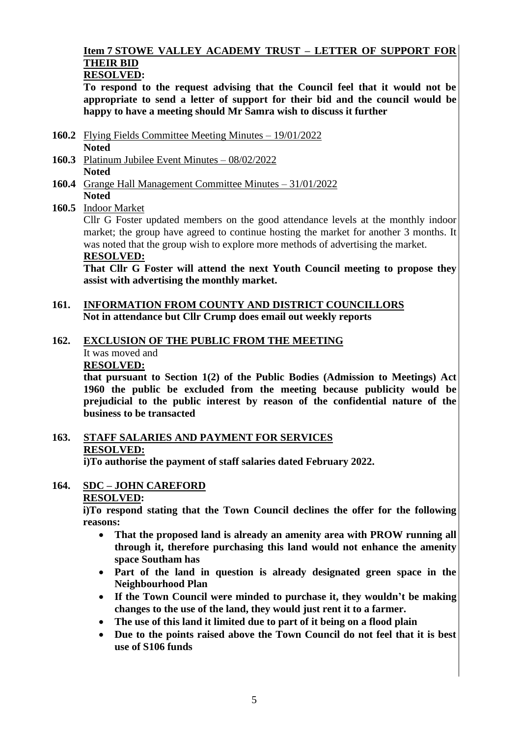**Item 7 STOWE VALLEY ACADEMY TRUST – LETTER OF SUPPORT FOR THEIR BID**

**RESOLVED:**

**To respond to the request advising that the Council feel that it would not be appropriate to send a letter of support for their bid and the council would be happy to have a meeting should Mr Samra wish to discuss it further**

**160.2** Flying Fields Committee Meeting Minutes – 19/01/2022
**Noted**

**160.3** Platinum Jubilee Event Minutes – 08/02/2022
**Noted**

**160.4** Grange Hall Management Committee Minutes – 31/01/2022
**Noted**

**160.5** Indoor Market

Cllr G Foster updated members on the good attendance levels at the monthly indoor market; the group have agreed to continue hosting the market for another 3 months. It was noted that the group wish to explore more methods of advertising the market.

**RESOLVED:**

**That Cllr G Foster will attend the next Youth Council meeting to propose they assist with advertising the monthly market.**

## 161. INFORMATION FROM COUNTY AND DISTRICT COUNCILLORS

**Not in attendance but Cllr Crump does email out weekly reports**

## 162. EXCLUSION OF THE PUBLIC FROM THE MEETING

It was moved and

**RESOLVED:**

**that pursuant to Section 1(2) of the Public Bodies (Admission to Meetings) Act 1960 the public be excluded from the meeting because publicity would be prejudicial to the public interest by reason of the confidential nature of the business to be transacted**

## 163. STAFF SALARIES AND PAYMENT FOR SERVICES

**RESOLVED:**

**i)To authorise the payment of staff salaries dated February 2022.**

## 164. SDC – JOHN CAREFORD

**RESOLVED:**

**i)To respond stating that the Town Council declines the offer for the following reasons:**

- **That the proposed land is already an amenity area with PROW running all through it, therefore purchasing this land would not enhance the amenity space Southam has**
- **Part of the land in question is already designated green space in the Neighbourhood Plan**
- **If the Town Council were minded to purchase it, they wouldn't be making changes to the use of the land, they would just rent it to a farmer.**
- **The use of this land it limited due to part of it being on a flood plain**
- **Due to the points raised above the Town Council do not feel that it is best use of S106 funds**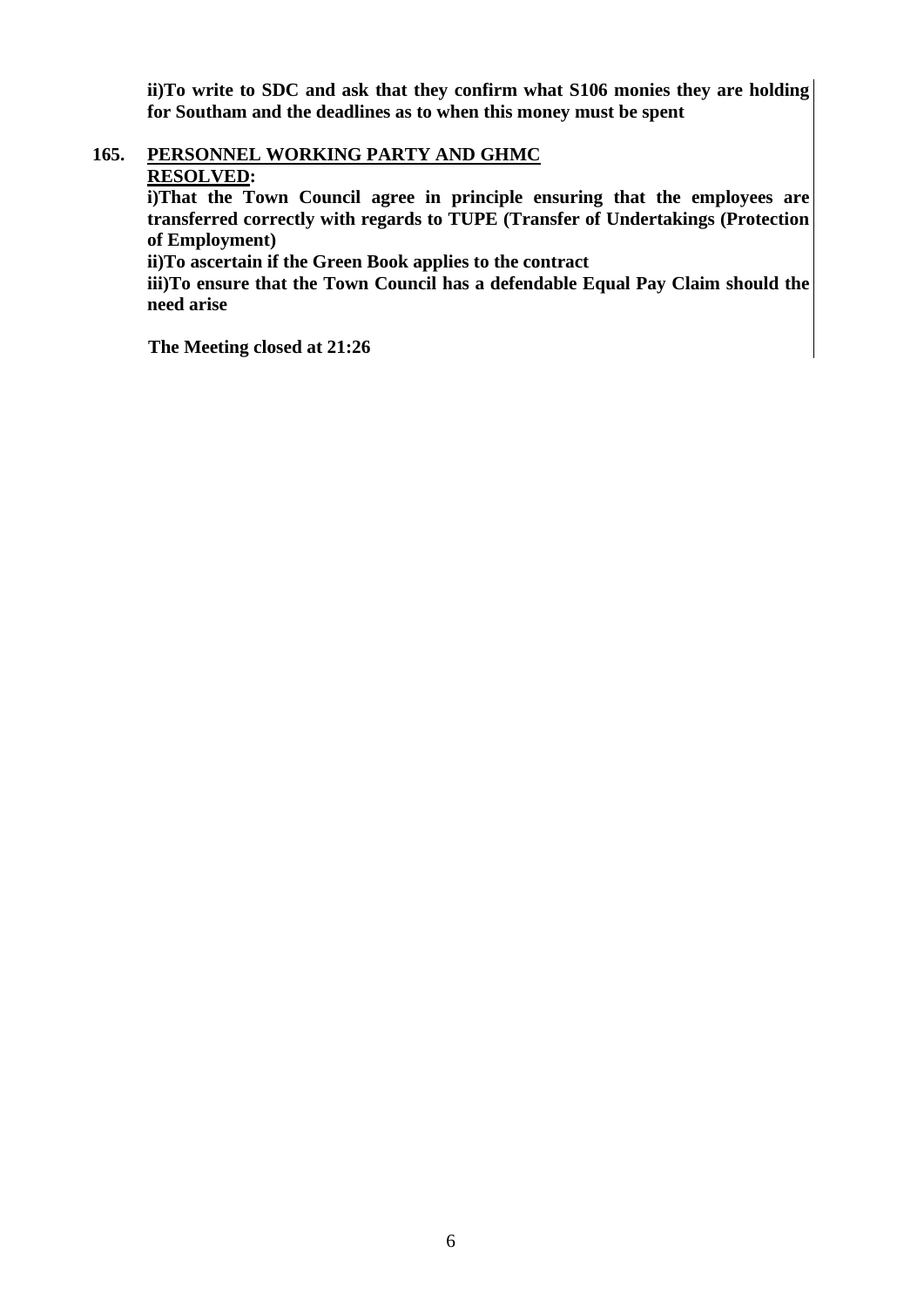**ii)To write to SDC and ask that they confirm what S106 monies they are holding for Southam and the deadlines as to when this money must be spent**

**165. <u>PERSONNEL WORKING PARTY AND GHMC</u>**

**<u>RESOLVED</u>:**

**i)That the Town Council agree in principle ensuring that the employees are transferred correctly with regards to TUPE (Transfer of Undertakings (Protection of Employment)**

**ii)To ascertain if the Green Book applies to the contract**

**iii)To ensure that the Town Council has a defendable Equal Pay Claim should the need arise**

**The Meeting closed at 21:26**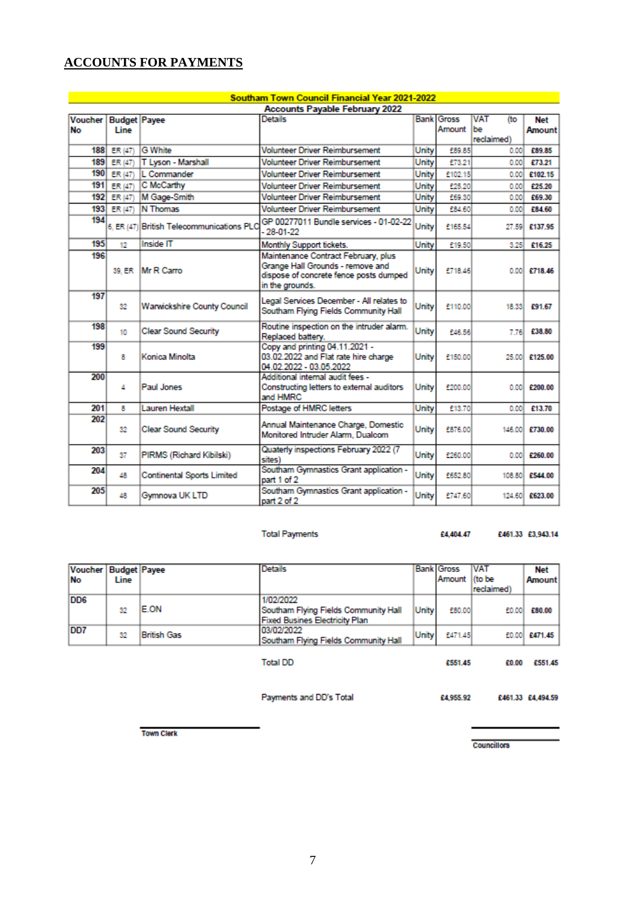## ACCOUNTS FOR PAYMENTS

| Southam Town Council Financial Year 2021-2022 | | | | | | | |
|---|---|---|---|---|---|---|---|
| Accounts Payable February 2022 | | | | | | | |
| Voucher No | Budget Line | Payee | Details | Bank | Gross Amount | VAT (to be reclaimed) | Net Amount |
| 188 | ER (47) | G White | Volunteer Driver Reimbursement | Unity | £89.85 | 0.00 | £89.85 |
| 189 | ER (47) | T Lyson - Marshall | Volunteer Driver Reimbursement | Unity | £73.21 | 0.00 | £73.21 |
| 190 | ER (47) | L Commander | Volunteer Driver Reimbursement | Unity | £102.15 | 0.00 | £102.15 |
| 191 | ER (47) | C McCarthy | Volunteer Driver Reimbursement | Unity | £25.20 | 0.00 | £25.20 |
| 192 | ER (47) | M Gage-Smith | Volunteer Driver Reimbursement | Unity | £69.30 | 0.00 | £69.30 |
| 193 | ER (47) | N Thomas | Volunteer Driver Reimbursement | Unity | £84.60 | 0.00 | £84.60 |
| 194 | 6, ER (47) | British Telecommunications PLC | GP 00277011 Bundle services - 01-02-22 - 28-01-22 | Unity | £165.54 | 27.59 | £137.95 |
| 195 | 12 | Inside IT | Monthly Support tickets. | Unity | £19.50 | 3.25 | £16.25 |
| 196 | 39, ER | Mr R Carro | Maintenance Contract February, plus Grange Hall Grounds - remove and dispose of concrete fence posts dumped in the grounds. | Unity | £718.46 | 0.00 | £718.46 |
| 197 | 32 | Warwickshire County Council | Legal Services December - All relates to Southam Flying Fields Community Hall | Unity | £110.00 | 18.33 | £91.67 |
| 198 | 10 | Clear Sound Security | Routine inspection on the intruder alarm. Replaced battery. | Unity | £46.56 | 7.76 | £38.80 |
| 199 | 8 | Konica Minolta | Copy and printing 04.11.2021 - 03.02.2022 and Flat rate hire charge 04.02.2022 - 03.05.2022 | Unity | £150.00 | 25.00 | £125.00 |
| 200 | 4 | Paul Jones | Additional internal audit fees - Constructing letters to external auditors and HMRC | Unity | £200.00 | 0.00 | £200.00 |
| 201 | 8 | Lauren Hextall | Postage of HMRC letters | Unity | £13.70 | 0.00 | £13.70 |
| 202 | 32 | Clear Sound Security | Annual Maintenance Charge, Domestic Monitored Intruder Alarm, Dualcom | Unity | £876.00 | 146.00 | £730.00 |
| 203 | 37 | PIRMS (Richard Kibilski) | Quaterly inspections February 2022 (7 sites) | Unity | £260.00 | 0.00 | £260.00 |
| 204 | 48 | Continental Sports Limited | Southam Gymnastics Grant application - part 1 of 2 | Unity | £652.80 | 108.80 | £544.00 |
| 205 | 48 | Gymnova UK LTD | Southam Gymnastics Grant application - part 2 of 2 | Unity | £747.60 | 124.60 | £623.00 |
| | | | Total Payments | | £4,404.47 | £461.33 | £3,943.14 |

| Voucher No | Budget Line | Payee | Details | Bank | Gross Amount | VAT (to be reclaimed) | Net Amount |
|---|---|---|---|---|---|---|---|
| DD6 | 32 | E.ON | 1/02/2022 Southam Flying Fields Community Hall Fixed Busines Electricity Plan | Unity | £80.00 | £0.00 | £80.00 |
| DD7 | 32 | British Gas | 03/02/2022 Southam Flying Fields Community Hall | Unity | £471.45 | £0.00 | £471.45 |
| | | | Total DD | | £551.45 | £0.00 | £551.45 |
| | | | Payments and DD's Total | | £4,955.92 | £461.33 | £4,494.59 |

Town Clerk

Councillors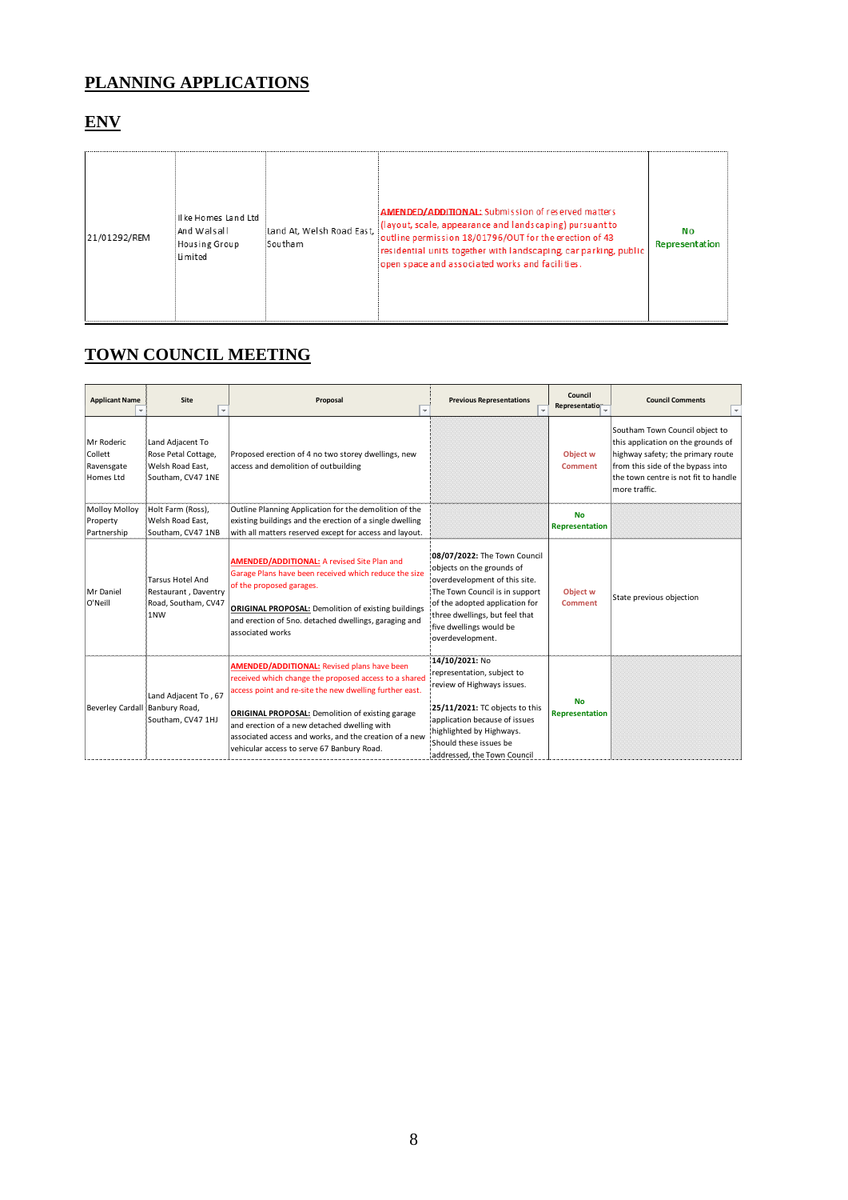## PLANNING APPLICATIONS

## ENV

| | | | | |
|---|---|---|---|---|
| 21/01292/REM | Ilke Homes Land Ltd And Walsall Housing Group Limited | Land At, Welsh Road East, Southam | **AMENDED/ADDITIONAL:** Submission of reserved matters (layout, scale, appearance and landscaping) pursuant to outline permission 18/01796/OUT for the erection of 43 residential units together with landscaping, car parking, public open space and associated works and facilities. | No Representation |

## TOWN COUNCIL MEETING

| Applicant Name | Site | Proposal | Previous Representations | Council Representation | Council Comments |
|---|---|---|---|---|---|
| Mr Roderic Collett Ravensgate Homes Ltd | Land Adjacent To Rose Petal Cottage, Welsh Road East, Southam, CV47 1NE | Proposed erection of 4 no two storey dwellings, new access and demolition of outbuilding | | Object w Comment | Southam Town Council object to this application on the grounds of highway safety; the primary route from this side of the bypass into the town centre is not fit to handle more traffic. |
| Molloy Molloy Property Partnership | Holt Farm (Ross), Welsh Road East, Southam, CV47 1NB | Outline Planning Application for the demolition of the existing buildings and the erection of a single dwelling with all matters reserved except for access and layout. | | No Representation | |
| Mr Daniel O'Neill | Tarsus Hotel And Restaurant , Daventry Road, Southam, CV47 1NW | **AMENDED/ADDITIONAL:** A revised Site Plan and Garage Plans have been received which reduce the size of the proposed garages.<br><br>**ORIGINAL PROPOSAL:** Demolition of existing buildings and erection of 5no. detached dwellings, garaging and associated works | **08/07/2022:** The Town Council objects on the grounds of overdevelopment of this site. The Town Council is in support of the adopted application for three dwellings, but feel that five dwellings would be overdevelopment. | Object w Comment | State previous objection |
| Beverley Cardall | Land Adjacent To , 67 Banbury Road, Southam, CV47 1HJ | **AMENDED/ADDITIONAL:** Revised plans have been received which change the proposed access to a shared access point and re-site the new dwelling further east.<br><br>**ORIGINAL PROPOSAL:** Demolition of existing garage and erection of a new detached dwelling with associated access and works, and the creation of a new vehicular access to serve 67 Banbury Road. | **14/10/2021:** No representation, subject to review of Highways issues.<br><br>**25/11/2021:** TC objects to this application because of issues highlighted by Highways. Should these issues be addressed, the Town Council | No Representation | |